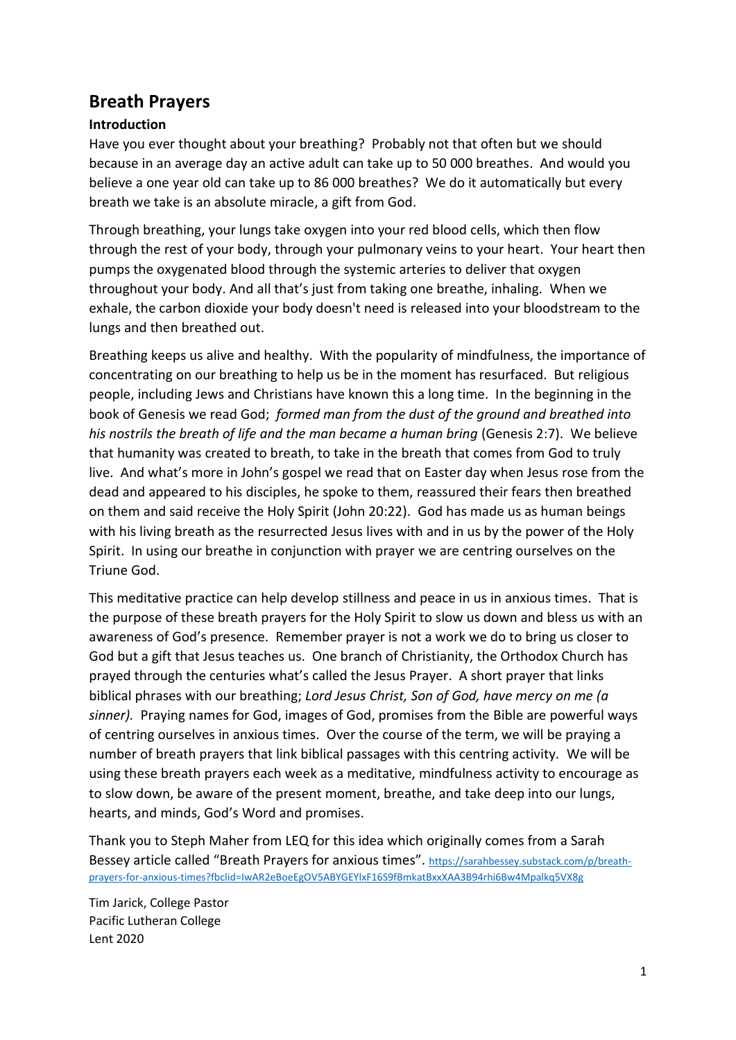# Breath Prayers

### Introduction

Have you ever thought about your breathing? Probably not that often but we should because in an average day an active adult can take up to 50 000 breathes. And would you believe a one year old can take up to 86 000 breathes? We do it automatically but every breath we take is an absolute miracle, a gift from God.

Through breathing, your lungs take oxygen into your red blood cells, which then flow through the rest of your body, through your pulmonary veins to your heart. Your heart then pumps the oxygenated blood through the systemic arteries to deliver that oxygen throughout your body. And all that's just from taking one breathe, inhaling. When we exhale, the carbon dioxide your body doesn't need is released into your bloodstream to the lungs and then breathed out.

Breathing keeps us alive and healthy. With the popularity of mindfulness, the importance of concentrating on our breathing to help us be in the moment has resurfaced. But religious people, including Jews and Christians have known this a long time. In the beginning in the book of Genesis we read God; *formed man from the dust of the ground and breathed into his nostrils the breath of life and the man became a human bring* (Genesis 2:7). We believe that humanity was created to breath, to take in the breath that comes from God to truly live. And what's more in John's gospel we read that on Easter day when Jesus rose from the dead and appeared to his disciples, he spoke to them, reassured their fears then breathed on them and said receive the Holy Spirit (John 20:22). God has made us as human beings with his living breath as the resurrected Jesus lives with and in us by the power of the Holy Spirit. In using our breathe in conjunction with prayer we are centring ourselves on the Triune God.

This meditative practice can help develop stillness and peace in us in anxious times. That is the purpose of these breath prayers for the Holy Spirit to slow us down and bless us with an awareness of God's presence. Remember prayer is not a work we do to bring us closer to God but a gift that Jesus teaches us. One branch of Christianity, the Orthodox Church has prayed through the centuries what's called the Jesus Prayer. A short prayer that links biblical phrases with our breathing; *Lord Jesus Christ, Son of God, have mercy on me (a sinner).* Praying names for God, images of God, promises from the Bible are powerful ways of centring ourselves in anxious times. Over the course of the term, we will be praying a number of breath prayers that link biblical passages with this centring activity. We will be using these breath prayers each week as a meditative, mindfulness activity to encourage as to slow down, be aware of the present moment, breathe, and take deep into our lungs, hearts, and minds, God's Word and promises.

Thank you to Steph Maher from LEQ for this idea which originally comes from a Sarah Bessey article called "Breath Prayers for anxious times". https://sarahbessey.substack.com/p/breath-prayers-for-anxious-times?fbclid=IwAR2eBoeEgOV5ABYGEYlxF16S9fBmkatBxxXAA3B94rhi6Bw4Mpalkq5VX8g

Tim Jarick, College Pastor
Pacific Lutheran College
Lent 2020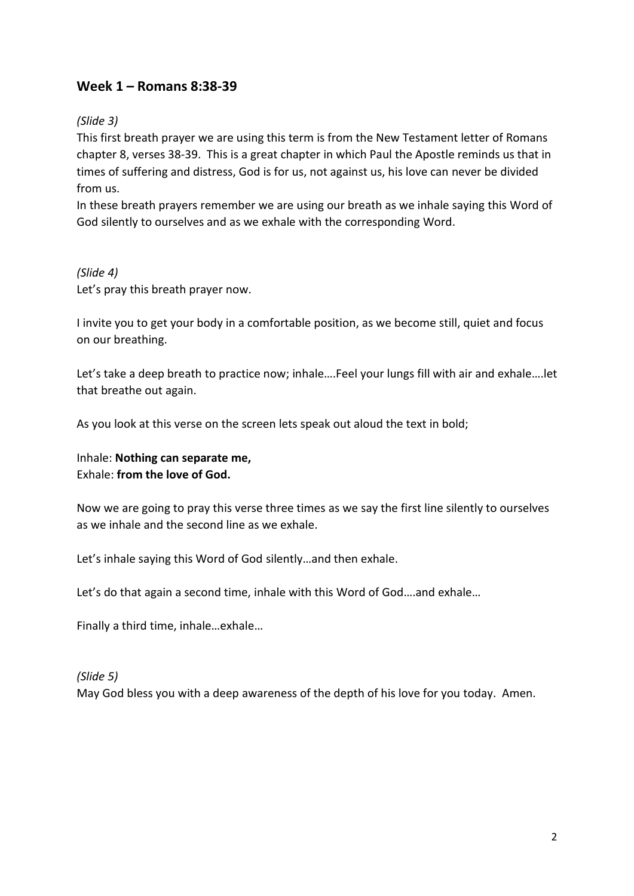## Week 1 – Romans 8:38-39

*(Slide 3)*

This first breath prayer we are using this term is from the New Testament letter of Romans chapter 8, verses 38-39. This is a great chapter in which Paul the Apostle reminds us that in times of suffering and distress, God is for us, not against us, his love can never be divided from us.

In these breath prayers remember we are using our breath as we inhale saying this Word of God silently to ourselves and as we exhale with the corresponding Word.

*(Slide 4)*

Let's pray this breath prayer now.

I invite you to get your body in a comfortable position, as we become still, quiet and focus on our breathing.

Let's take a deep breath to practice now; inhale….Feel your lungs fill with air and exhale….let that breathe out again.

As you look at this verse on the screen lets speak out aloud the text in bold;

Inhale: **Nothing can separate me,**
Exhale: **from the love of God.**

Now we are going to pray this verse three times as we say the first line silently to ourselves as we inhale and the second line as we exhale.

Let's inhale saying this Word of God silently…and then exhale.

Let's do that again a second time, inhale with this Word of God….and exhale…

Finally a third time, inhale…exhale…

*(Slide 5)*

May God bless you with a deep awareness of the depth of his love for you today. Amen.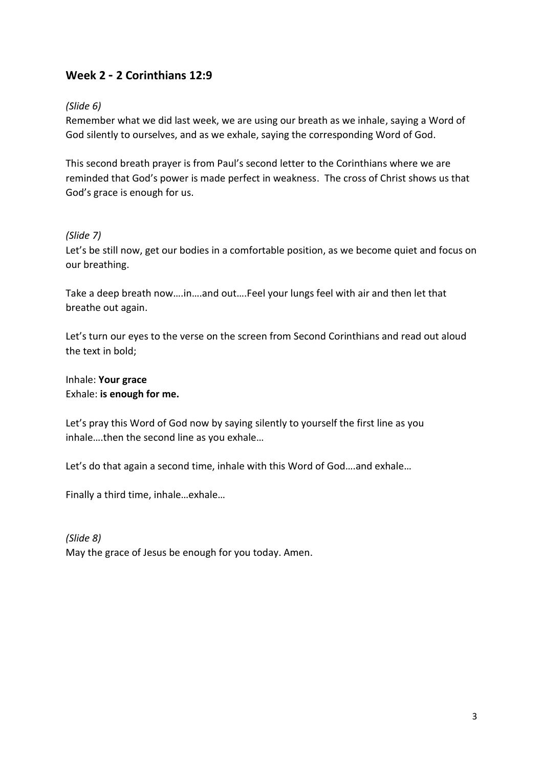## Week 2 - 2 Corinthians 12:9

*(Slide 6)*

Remember what we did last week, we are using our breath as we inhale, saying a Word of God silently to ourselves, and as we exhale, saying the corresponding Word of God.

This second breath prayer is from Paul's second letter to the Corinthians where we are reminded that God's power is made perfect in weakness. The cross of Christ shows us that God's grace is enough for us.

*(Slide 7)*

Let's be still now, get our bodies in a comfortable position, as we become quiet and focus on our breathing.

Take a deep breath now….in….and out….Feel your lungs feel with air and then let that breathe out again.

Let's turn our eyes to the verse on the screen from Second Corinthians and read out aloud the text in bold;

Inhale: **Your grace**
Exhale: **is enough for me.**

Let's pray this Word of God now by saying silently to yourself the first line as you inhale….then the second line as you exhale…

Let's do that again a second time, inhale with this Word of God….and exhale…

Finally a third time, inhale…exhale…

*(Slide 8)*

May the grace of Jesus be enough for you today. Amen.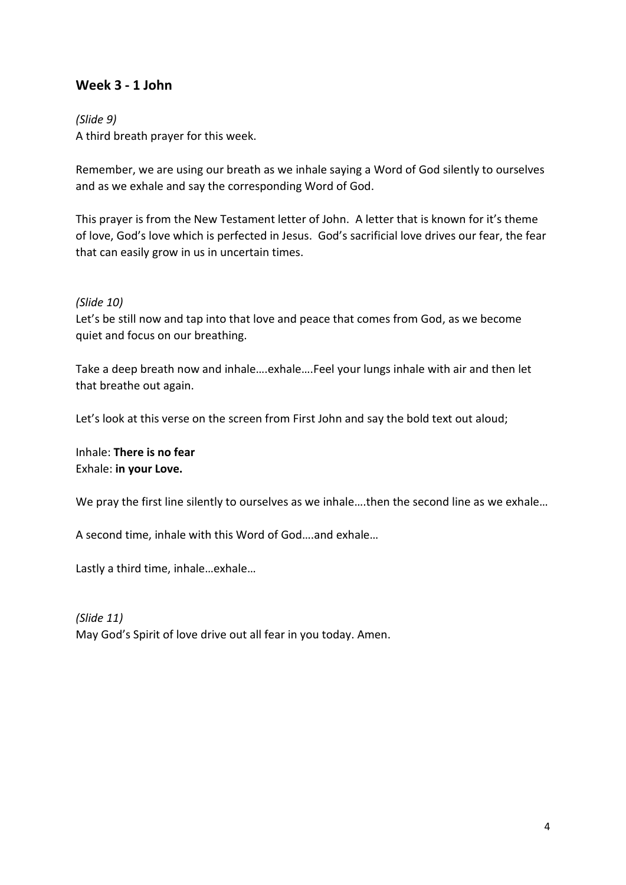## Week 3 - 1 John

*(Slide 9)*
A third breath prayer for this week.

Remember, we are using our breath as we inhale saying a Word of God silently to ourselves and as we exhale and say the corresponding Word of God.

This prayer is from the New Testament letter of John. A letter that is known for it's theme of love, God's love which is perfected in Jesus. God's sacrificial love drives our fear, the fear that can easily grow in us in uncertain times.

*(Slide 10)*
Let's be still now and tap into that love and peace that comes from God, as we become quiet and focus on our breathing.

Take a deep breath now and inhale….exhale….Feel your lungs inhale with air and then let that breathe out again.

Let's look at this verse on the screen from First John and say the bold text out aloud;

Inhale: **There is no fear**
Exhale: **in your Love.**

We pray the first line silently to ourselves as we inhale….then the second line as we exhale…

A second time, inhale with this Word of God….and exhale…

Lastly a third time, inhale…exhale…

*(Slide 11)*
May God's Spirit of love drive out all fear in you today. Amen.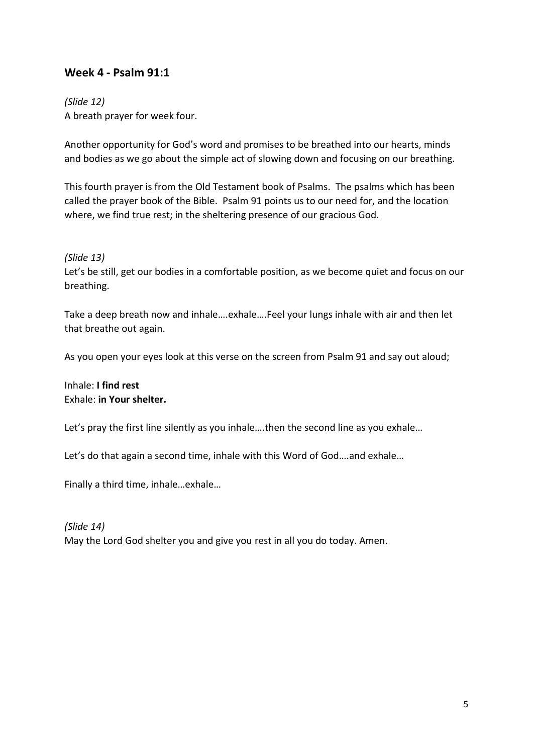## Week 4 - Psalm 91:1

*(Slide 12)*
A breath prayer for week four.

Another opportunity for God's word and promises to be breathed into our hearts, minds and bodies as we go about the simple act of slowing down and focusing on our breathing.

This fourth prayer is from the Old Testament book of Psalms. The psalms which has been called the prayer book of the Bible. Psalm 91 points us to our need for, and the location where, we find true rest; in the sheltering presence of our gracious God.

*(Slide 13)*
Let's be still, get our bodies in a comfortable position, as we become quiet and focus on our breathing.

Take a deep breath now and inhale….exhale….Feel your lungs inhale with air and then let that breathe out again.

As you open your eyes look at this verse on the screen from Psalm 91 and say out aloud;

Inhale: **I find rest**
Exhale: **in Your shelter.**

Let's pray the first line silently as you inhale….then the second line as you exhale…

Let's do that again a second time, inhale with this Word of God….and exhale…

Finally a third time, inhale…exhale…

*(Slide 14)*
May the Lord God shelter you and give you rest in all you do today. Amen.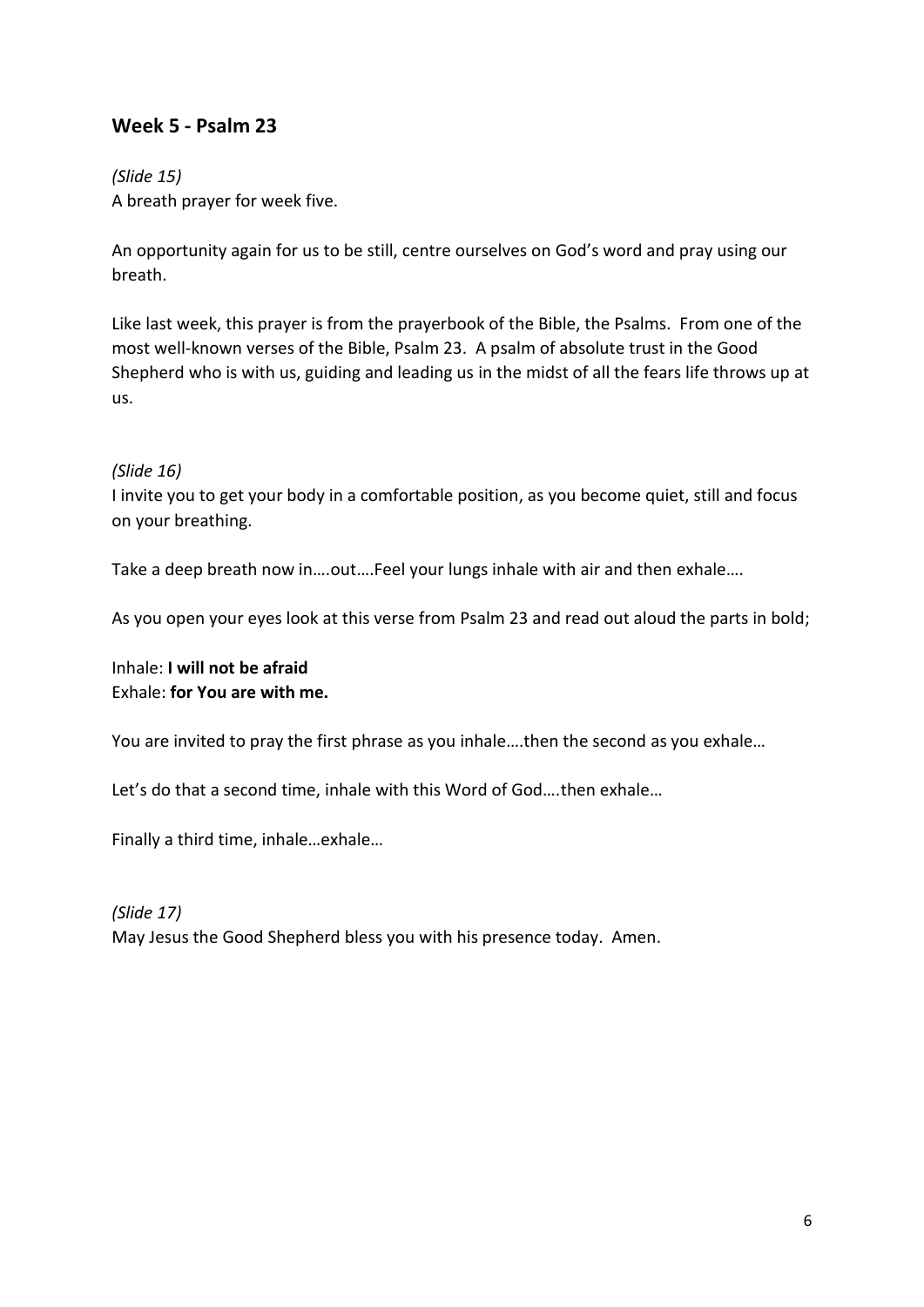## Week 5 - Psalm 23

*(Slide 15)*
A breath prayer for week five.

An opportunity again for us to be still, centre ourselves on God's word and pray using our breath.

Like last week, this prayer is from the prayerbook of the Bible, the Psalms. From one of the most well-known verses of the Bible, Psalm 23. A psalm of absolute trust in the Good Shepherd who is with us, guiding and leading us in the midst of all the fears life throws up at us.

*(Slide 16)*
I invite you to get your body in a comfortable position, as you become quiet, still and focus on your breathing.

Take a deep breath now in….out….Feel your lungs inhale with air and then exhale….

As you open your eyes look at this verse from Psalm 23 and read out aloud the parts in bold;

Inhale: **I will not be afraid**
Exhale: **for You are with me.**

You are invited to pray the first phrase as you inhale….then the second as you exhale…

Let's do that a second time, inhale with this Word of God….then exhale…

Finally a third time, inhale…exhale…

*(Slide 17)*
May Jesus the Good Shepherd bless you with his presence today. Amen.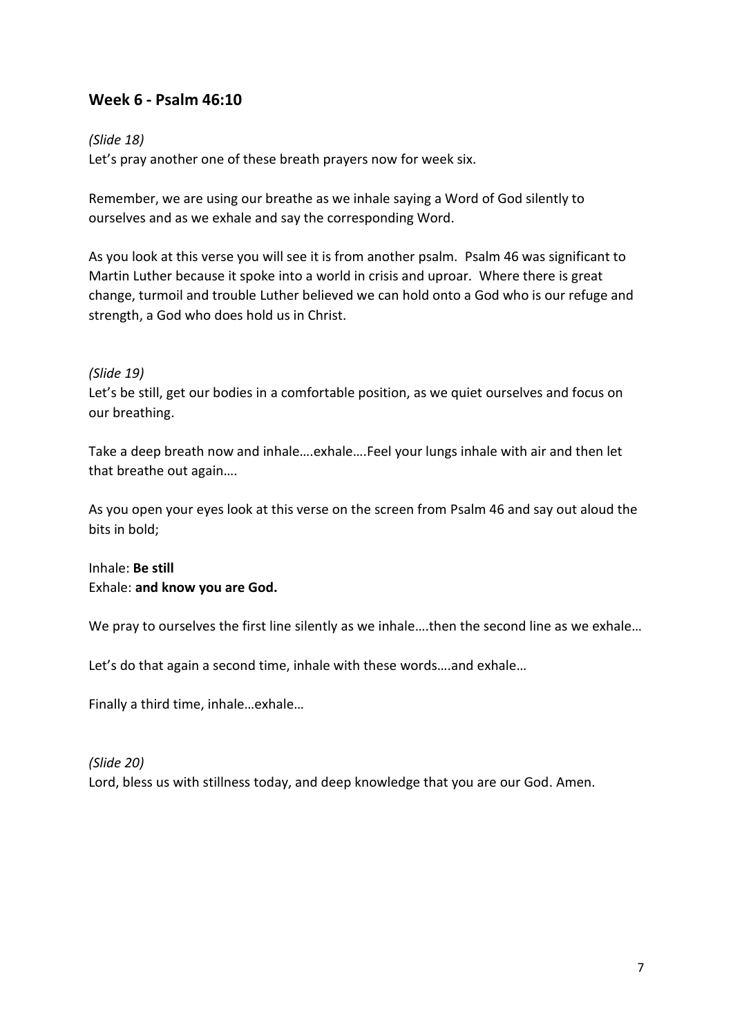## Week 6 - Psalm 46:10

*(Slide 18)*

Let's pray another one of these breath prayers now for week six.

Remember, we are using our breathe as we inhale saying a Word of God silently to ourselves and as we exhale and say the corresponding Word.

As you look at this verse you will see it is from another psalm. Psalm 46 was significant to Martin Luther because it spoke into a world in crisis and uproar. Where there is great change, turmoil and trouble Luther believed we can hold onto a God who is our refuge and strength, a God who does hold us in Christ.

*(Slide 19)*

Let's be still, get our bodies in a comfortable position, as we quiet ourselves and focus on our breathing.

Take a deep breath now and inhale….exhale….Feel your lungs inhale with air and then let that breathe out again….

As you open your eyes look at this verse on the screen from Psalm 46 and say out aloud the bits in bold;

Inhale: **Be still**
Exhale: **and know you are God.**

We pray to ourselves the first line silently as we inhale….then the second line as we exhale…

Let's do that again a second time, inhale with these words….and exhale…

Finally a third time, inhale…exhale…

*(Slide 20)*

Lord, bless us with stillness today, and deep knowledge that you are our God. Amen.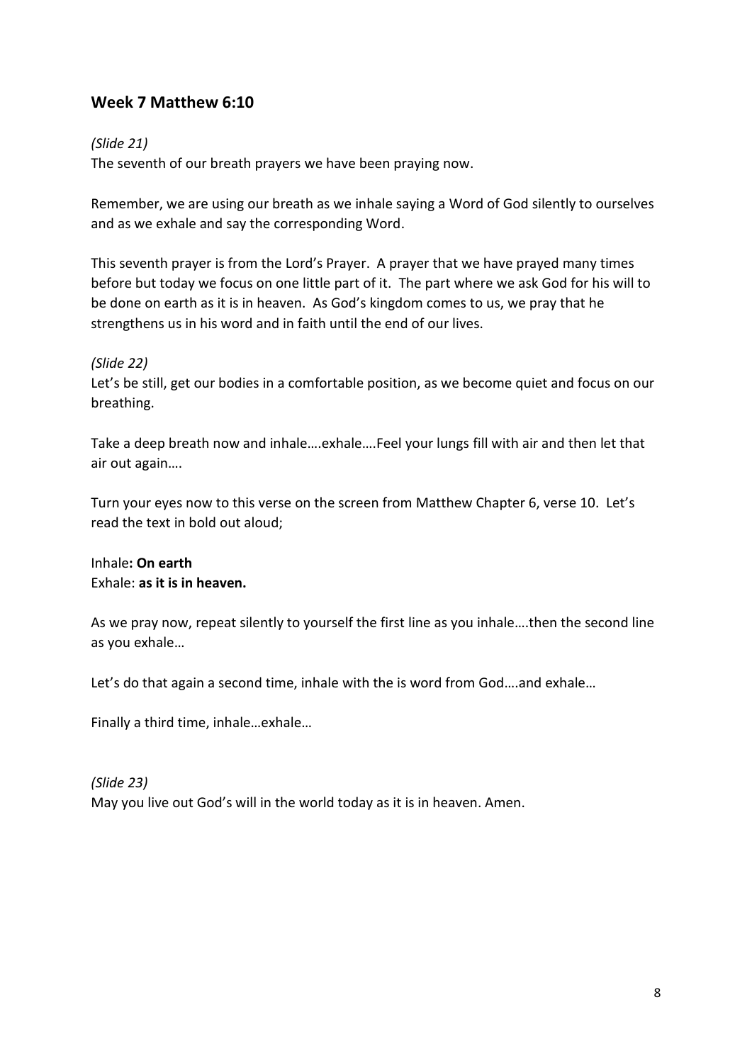## Week 7 Matthew 6:10

*(Slide 21)*
The seventh of our breath prayers we have been praying now.

Remember, we are using our breath as we inhale saying a Word of God silently to ourselves and as we exhale and say the corresponding Word.

This seventh prayer is from the Lord's Prayer. A prayer that we have prayed many times before but today we focus on one little part of it. The part where we ask God for his will to be done on earth as it is in heaven. As God's kingdom comes to us, we pray that he strengthens us in his word and in faith until the end of our lives.

*(Slide 22)*
Let's be still, get our bodies in a comfortable position, as we become quiet and focus on our breathing.

Take a deep breath now and inhale….exhale….Feel your lungs fill with air and then let that air out again….

Turn your eyes now to this verse on the screen from Matthew Chapter 6, verse 10. Let's read the text in bold out aloud;

Inhale**: On earth**
Exhale: **as it is in heaven.**

As we pray now, repeat silently to yourself the first line as you inhale….then the second line as you exhale…

Let's do that again a second time, inhale with the is word from God….and exhale…

Finally a third time, inhale…exhale…

*(Slide 23)*
May you live out God's will in the world today as it is in heaven. Amen.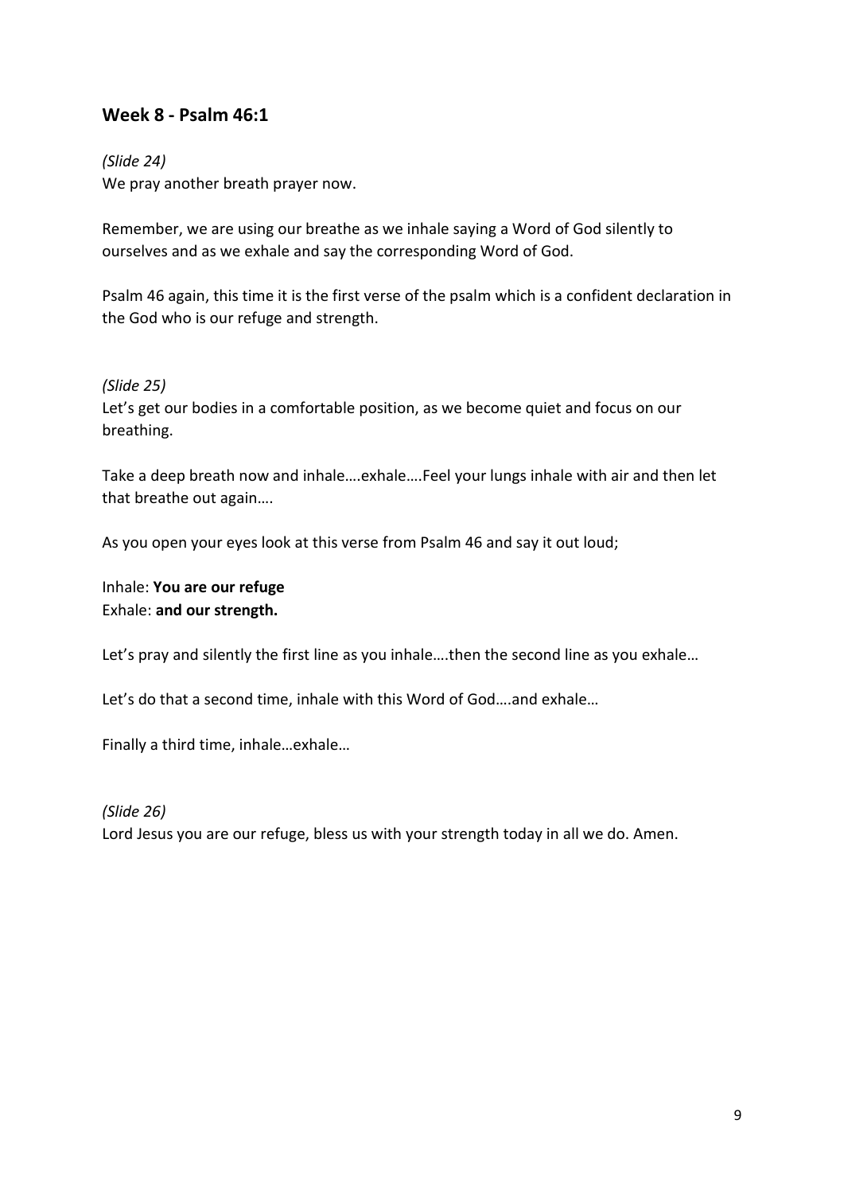## Week 8 - Psalm 46:1

*(Slide 24)*
We pray another breath prayer now.

Remember, we are using our breathe as we inhale saying a Word of God silently to ourselves and as we exhale and say the corresponding Word of God.

Psalm 46 again, this time it is the first verse of the psalm which is a confident declaration in the God who is our refuge and strength.

*(Slide 25)*
Let's get our bodies in a comfortable position, as we become quiet and focus on our breathing.

Take a deep breath now and inhale….exhale….Feel your lungs inhale with air and then let that breathe out again….

As you open your eyes look at this verse from Psalm 46 and say it out loud;

Inhale: **You are our refuge**
Exhale: **and our strength.**

Let's pray and silently the first line as you inhale….then the second line as you exhale…

Let's do that a second time, inhale with this Word of God….and exhale…

Finally a third time, inhale…exhale…

*(Slide 26)*
Lord Jesus you are our refuge, bless us with your strength today in all we do. Amen.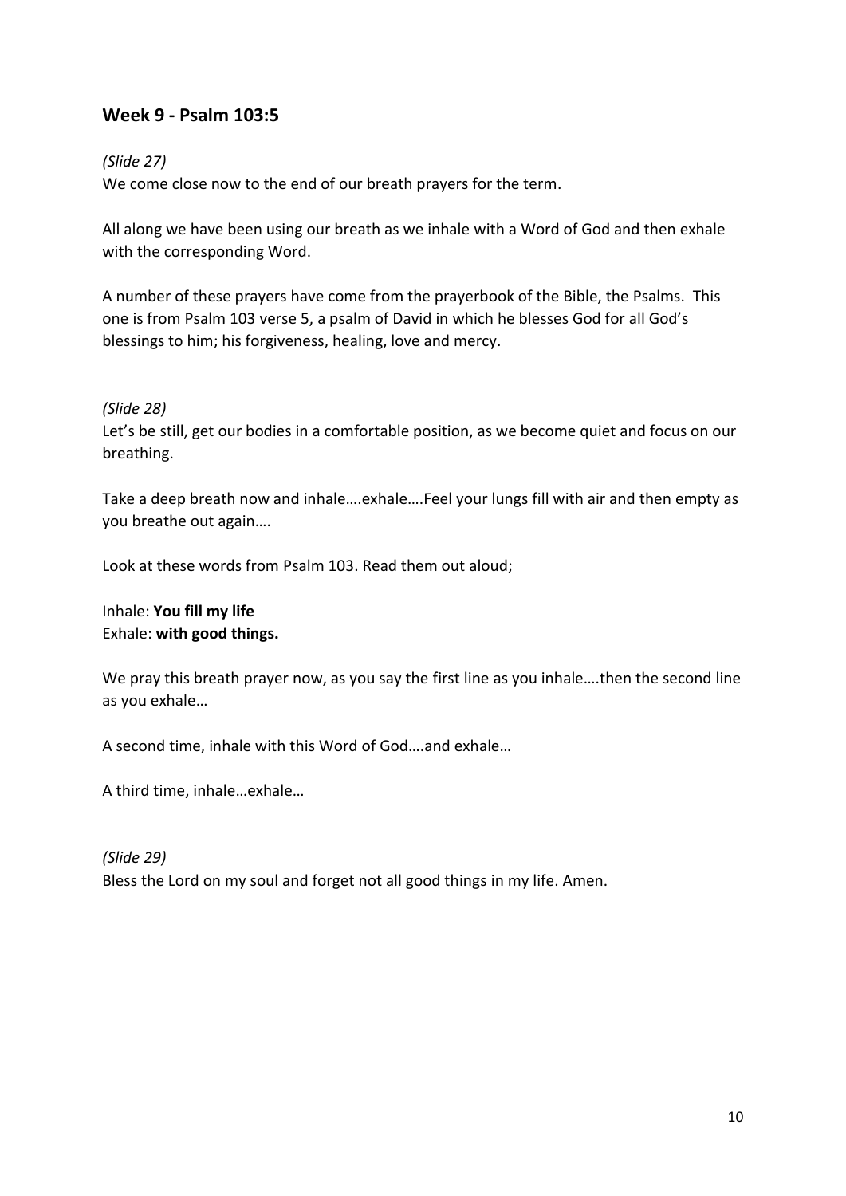## Week 9 - Psalm 103:5

*(Slide 27)*

We come close now to the end of our breath prayers for the term.

All along we have been using our breath as we inhale with a Word of God and then exhale with the corresponding Word.

A number of these prayers have come from the prayerbook of the Bible, the Psalms. This one is from Psalm 103 verse 5, a psalm of David in which he blesses God for all God's blessings to him; his forgiveness, healing, love and mercy.

*(Slide 28)*

Let's be still, get our bodies in a comfortable position, as we become quiet and focus on our breathing.

Take a deep breath now and inhale….exhale….Feel your lungs fill with air and then empty as you breathe out again….

Look at these words from Psalm 103. Read them out aloud;

Inhale: **You fill my life**
Exhale: **with good things.**

We pray this breath prayer now, as you say the first line as you inhale….then the second line as you exhale…

A second time, inhale with this Word of God….and exhale…

A third time, inhale…exhale…

*(Slide 29)*

Bless the Lord on my soul and forget not all good things in my life. Amen.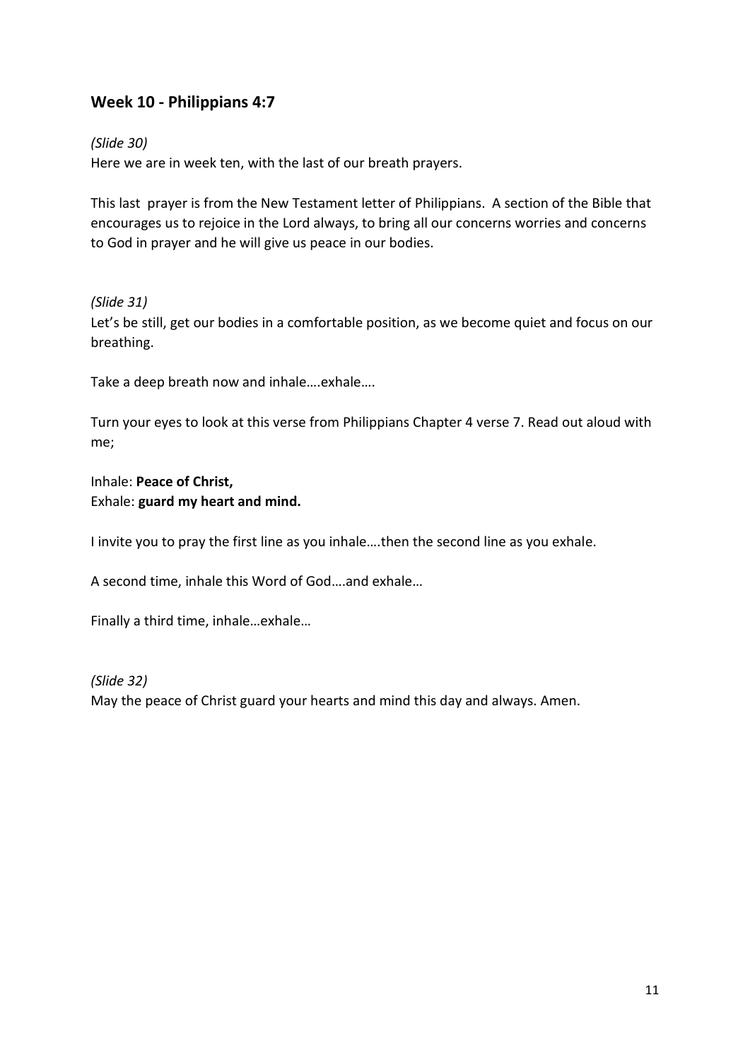## Week 10 - Philippians 4:7

*(Slide 30)*

Here we are in week ten, with the last of our breath prayers.

This last prayer is from the New Testament letter of Philippians. A section of the Bible that encourages us to rejoice in the Lord always, to bring all our concerns worries and concerns to God in prayer and he will give us peace in our bodies.

*(Slide 31)*

Let's be still, get our bodies in a comfortable position, as we become quiet and focus on our breathing.

Take a deep breath now and inhale….exhale….

Turn your eyes to look at this verse from Philippians Chapter 4 verse 7. Read out aloud with me;

Inhale: **Peace of Christ,**
Exhale: **guard my heart and mind.**

I invite you to pray the first line as you inhale….then the second line as you exhale.

A second time, inhale this Word of God….and exhale…

Finally a third time, inhale…exhale…

*(Slide 32)*

May the peace of Christ guard your hearts and mind this day and always. Amen.